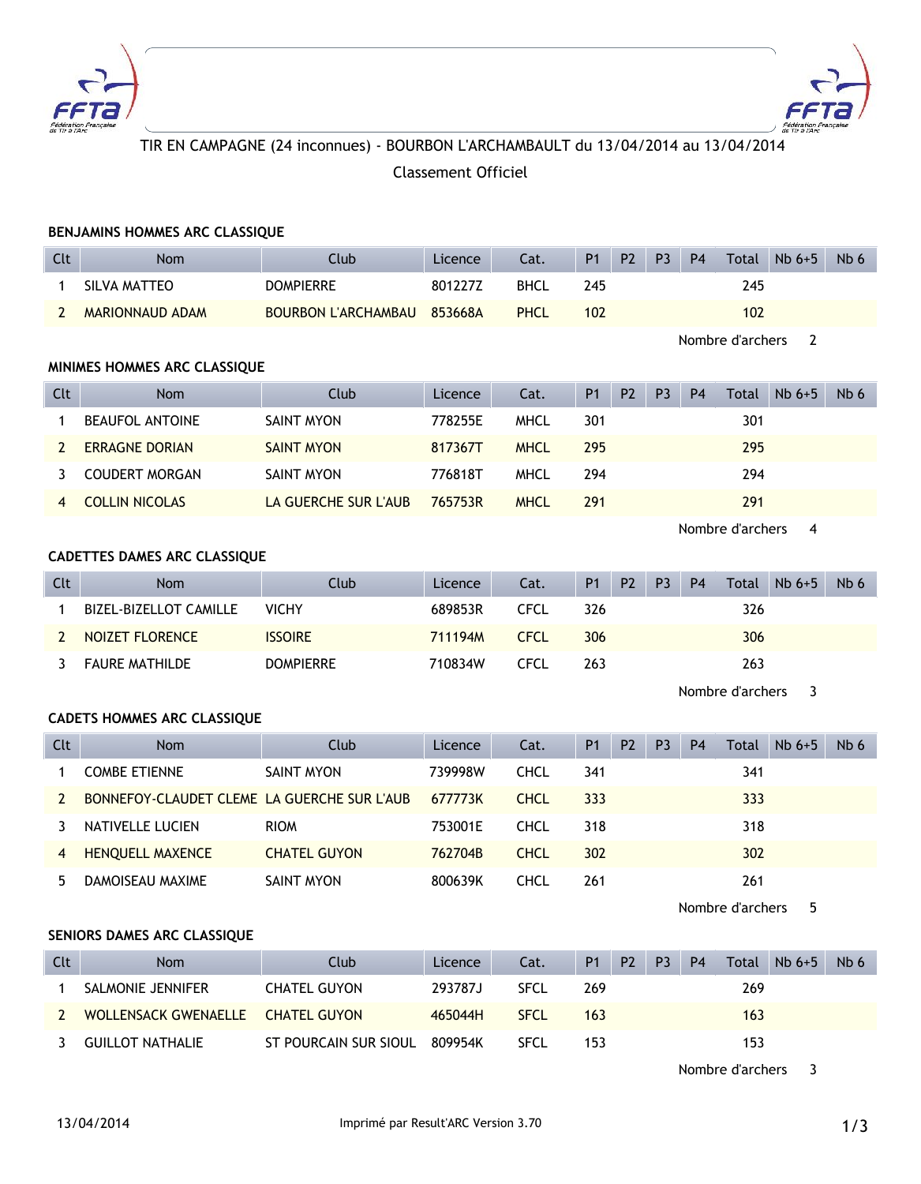TIR EN CAMPAGNE (24 inconnues) - BOURBON L'ARCHAMBAULT du 13/04/2014 au 13/04/2014

Classement Officiel

### BENJAMINS HOMMES ARC CLASSIQUE

| Clt | Nom | Club | Licence | Cat. | P1 | P2 | P3 | P4 | Total | Nb 6+5 | Nb 6 |
|---|---|---|---|---|---|---|---|---|---|---|---|
| 1 | SILVA MATTEO | DOMPIERRE | 801227Z | BHCL | 245 | | | | 245 | | |
| 2 | MARIONNAUD ADAM | BOURBON L'ARCHAMBAU | 853668A | PHCL | 102 | | | | 102 | | |

Nombre d'archers 2

### MINIMES HOMMES ARC CLASSIQUE

| Clt | Nom | Club | Licence | Cat. | P1 | P2 | P3 | P4 | Total | Nb 6+5 | Nb 6 |
|---|---|---|---|---|---|---|---|---|---|---|---|
| 1 | BEAUFOL ANTOINE | SAINT MYON | 778255E | MHCL | 301 | | | | 301 | | |
| 2 | ERRAGNE DORIAN | SAINT MYON | 817367T | MHCL | 295 | | | | 295 | | |
| 3 | COUDERT MORGAN | SAINT MYON | 776818T | MHCL | 294 | | | | 294 | | |
| 4 | COLLIN NICOLAS | LA GUERCHE SUR L'AUB | 765753R | MHCL | 291 | | | | 291 | | |

Nombre d'archers 4

### CADETTES DAMES ARC CLASSIQUE

| Clt | Nom | Club | Licence | Cat. | P1 | P2 | P3 | P4 | Total | Nb 6+5 | Nb 6 |
|---|---|---|---|---|---|---|---|---|---|---|---|
| 1 | BIZEL-BIZELLOT CAMILLE | VICHY | 689853R | CFCL | 326 | | | | 326 | | |
| 2 | NOIZET FLORENCE | ISSOIRE | 711194M | CFCL | 306 | | | | 306 | | |
| 3 | FAURE MATHILDE | DOMPIERRE | 710834W | CFCL | 263 | | | | 263 | | |

Nombre d'archers 3

### CADETS HOMMES ARC CLASSIQUE

| Clt | Nom | Club | Licence | Cat. | P1 | P2 | P3 | P4 | Total | Nb 6+5 | Nb 6 |
|---|---|---|---|---|---|---|---|---|---|---|---|
| 1 | COMBE ETIENNE | SAINT MYON | 739998W | CHCL | 341 | | | | 341 | | |
| 2 | BONNEFOY-CLAUDET CLEME | LA GUERCHE SUR L'AUB | 677773K | CHCL | 333 | | | | 333 | | |
| 3 | NATIVELLE LUCIEN | RIOM | 753001E | CHCL | 318 | | | | 318 | | |
| 4 | HENQUELL MAXENCE | CHATEL GUYON | 762704B | CHCL | 302 | | | | 302 | | |
| 5 | DAMOISEAU MAXIME | SAINT MYON | 800639K | CHCL | 261 | | | | 261 | | |

Nombre d'archers 5

### SENIORS DAMES ARC CLASSIQUE

| Clt | Nom | Club | Licence | Cat. | P1 | P2 | P3 | P4 | Total | Nb 6+5 | Nb 6 |
|---|---|---|---|---|---|---|---|---|---|---|---|
| 1 | SALMONIE JENNIFER | CHATEL GUYON | 293787J | SFCL | 269 | | | | 269 | | |
| 2 | WOLLENSACK GWENAELLE | CHATEL GUYON | 465044H | SFCL | 163 | | | | 163 | | |
| 3 | GUILLOT NATHALIE | ST POURCAIN SUR SIOUL | 809954K | SFCL | 153 | | | | 153 | | |

Nombre d'archers 3

13/04/2014 Imprimé par Result'ARC Version 3.70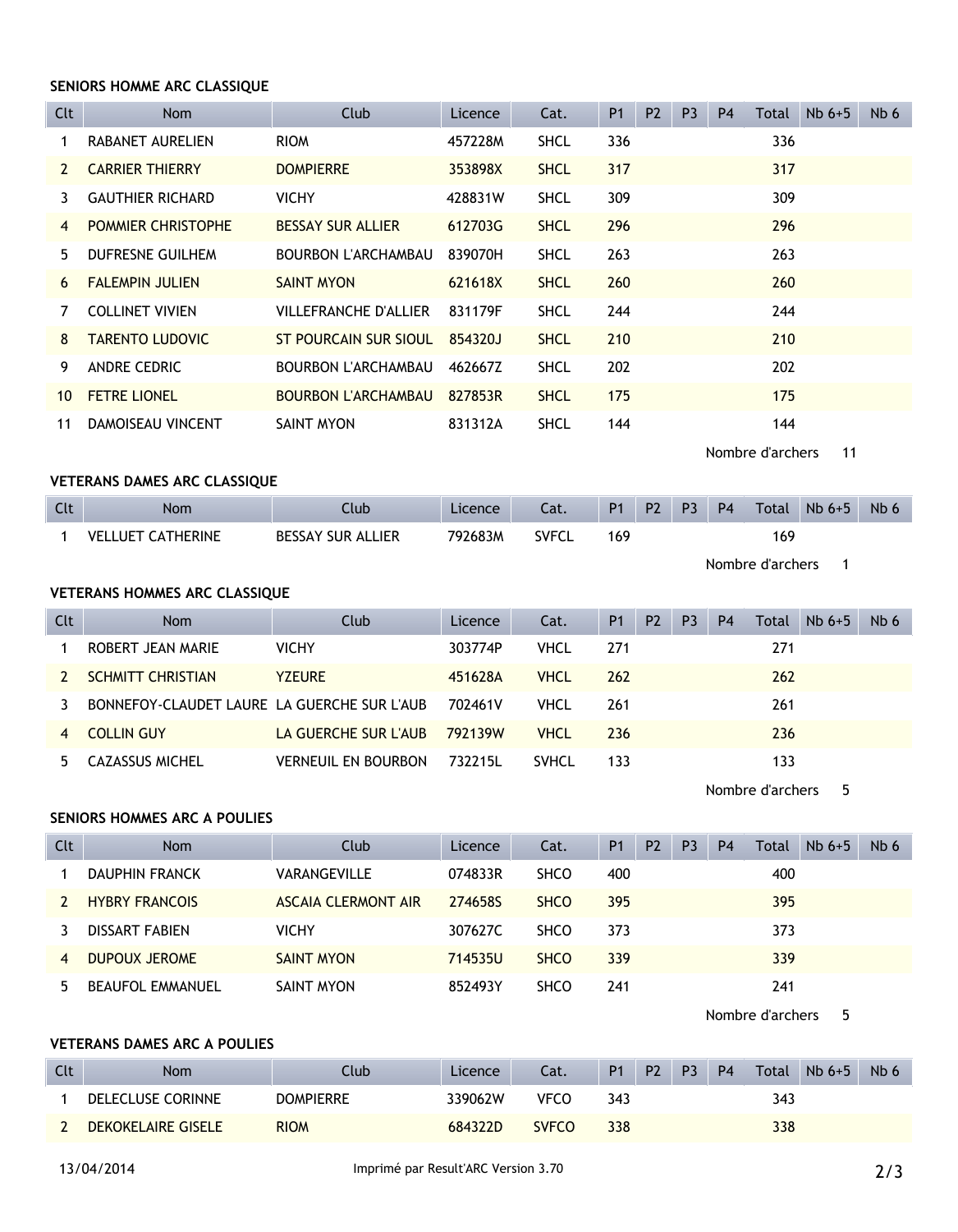### SENIORS HOMME ARC CLASSIQUE

| Clt | Nom | Club | Licence | Cat. | P1 | P2 | P3 | P4 | Total | Nb 6+5 | Nb 6 |
|---|---|---|---|---|---|---|---|---|---|---|---|
| 1 | RABANET AURELIEN | RIOM | 457228M | SHCL | 336 | | | | 336 | | |
| 2 | CARRIER THIERRY | DOMPIERRE | 353898X | SHCL | 317 | | | | 317 | | |
| 3 | GAUTHIER RICHARD | VICHY | 428831W | SHCL | 309 | | | | 309 | | |
| 4 | POMMIER CHRISTOPHE | BESSAY SUR ALLIER | 612703G | SHCL | 296 | | | | 296 | | |
| 5 | DUFRESNE GUILHEM | BOURBON L'ARCHAMBAU | 839070H | SHCL | 263 | | | | 263 | | |
| 6 | FALEMPIN JULIEN | SAINT MYON | 621618X | SHCL | 260 | | | | 260 | | |
| 7 | COLLINET VIVIEN | VILLEFRANCHE D'ALLIER | 831179F | SHCL | 244 | | | | 244 | | |
| 8 | TARENTO LUDOVIC | ST POURCAIN SUR SIOUL | 854320J | SHCL | 210 | | | | 210 | | |
| 9 | ANDRE CEDRIC | BOURBON L'ARCHAMBAU | 462667Z | SHCL | 202 | | | | 202 | | |
| 10 | FETRE LIONEL | BOURBON L'ARCHAMBAU | 827853R | SHCL | 175 | | | | 175 | | |
| 11 | DAMOISEAU VINCENT | SAINT MYON | 831312A | SHCL | 144 | | | | 144 | | |

Nombre d'archers 11

### VETERANS DAMES ARC CLASSIQUE

| Clt | Nom | Club | Licence | Cat. | P1 | P2 | P3 | P4 | Total | Nb 6+5 | Nb 6 |
|---|---|---|---|---|---|---|---|---|---|---|---|
| 1 | VELLUET CATHERINE | BESSAY SUR ALLIER | 792683M | SVFCL | 169 | | | | 169 | | |

Nombre d'archers 1

### VETERANS HOMMES ARC CLASSIQUE

| Clt | Nom | Club | Licence | Cat. | P1 | P2 | P3 | P4 | Total | Nb 6+5 | Nb 6 |
|---|---|---|---|---|---|---|---|---|---|---|---|
| 1 | ROBERT JEAN MARIE | VICHY | 303774P | VHCL | 271 | | | | 271 | | |
| 2 | SCHMITT CHRISTIAN | YZEURE | 451628A | VHCL | 262 | | | | 262 | | |
| 3 | BONNEFOY-CLAUDET LAURE | LA GUERCHE SUR L'AUB | 702461V | VHCL | 261 | | | | 261 | | |
| 4 | COLLIN GUY | LA GUERCHE SUR L'AUB | 792139W | VHCL | 236 | | | | 236 | | |
| 5 | CAZASSUS MICHEL | VERNEUIL EN BOURBON | 732215L | SVHCL | 133 | | | | 133 | | |

Nombre d'archers 5

### SENIORS HOMMES ARC A POULIES

| Clt | Nom | Club | Licence | Cat. | P1 | P2 | P3 | P4 | Total | Nb 6+5 | Nb 6 |
|---|---|---|---|---|---|---|---|---|---|---|---|
| 1 | DAUPHIN FRANCK | VARANGEVILLE | 074833R | SHCO | 400 | | | | 400 | | |
| 2 | HYBRY FRANCOIS | ASCAIA CLERMONT AIR | 274658S | SHCO | 395 | | | | 395 | | |
| 3 | DISSART FABIEN | VICHY | 307627C | SHCO | 373 | | | | 373 | | |
| 4 | DUPOUX JEROME | SAINT MYON | 714535U | SHCO | 339 | | | | 339 | | |
| 5 | BEAUFOL EMMANUEL | SAINT MYON | 852493Y | SHCO | 241 | | | | 241 | | |

Nombre d'archers 5

### VETERANS DAMES ARC A POULIES

| Clt | Nom | Club | Licence | Cat. | P1 | P2 | P3 | P4 | Total | Nb 6+5 | Nb 6 |
|---|---|---|---|---|---|---|---|---|---|---|---|
| 1 | DELECLUSE CORINNE | DOMPIERRE | 339062W | VFCO | 343 | | | | 343 | | |
| 2 | DEKOKELAIRE GISELE | RIOM | 684322D | SVFCO | 338 | | | | 338 | | |

13/04/2014 Imprimé par Result'ARC Version 3.70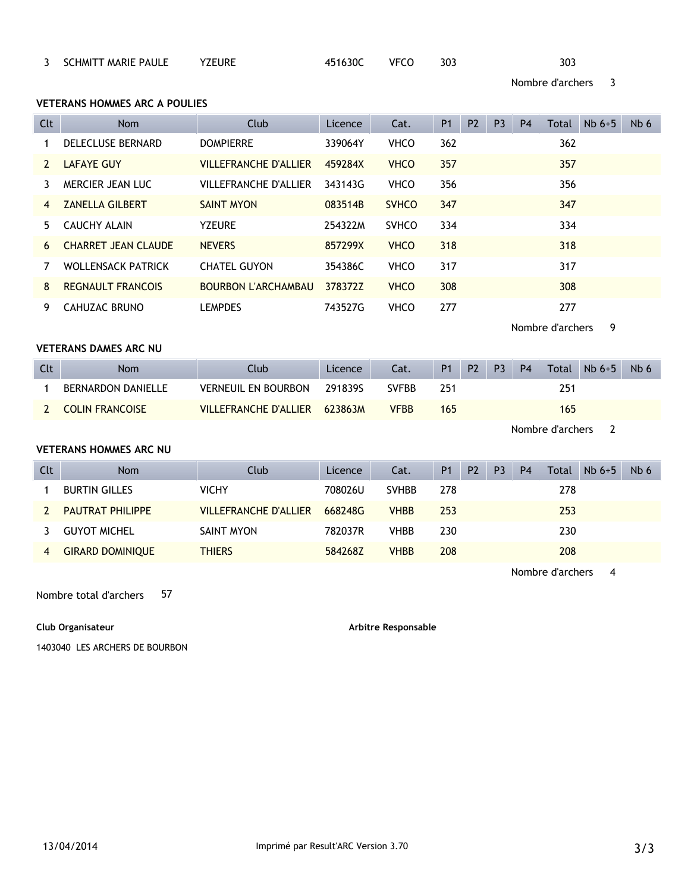| | | | | | | | | | | | |
|---|---|---|---|---|---|---|---|---|---|---|---|
| 3 | SCHMITT MARIE PAULE | YZEURE | 451630C | VFCO | 303 | | | | 303 | | |

Nombre d'archers 3

### VETERANS HOMMES ARC A POULIES

| Clt | Nom | Club | Licence | Cat. | P1 | P2 | P3 | P4 | Total | Nb 6+5 | Nb 6 |
|---|---|---|---|---|---|---|---|---|---|---|---|
| 1 | DELECLUSE BERNARD | DOMPIERRE | 339064Y | VHCO | 362 | | | | 362 | | |
| 2 | LAFAYE GUY | VILLEFRANCHE D'ALLIER | 459284X | VHCO | 357 | | | | 357 | | |
| 3 | MERCIER JEAN LUC | VILLEFRANCHE D'ALLIER | 343143G | VHCO | 356 | | | | 356 | | |
| 4 | ZANELLA GILBERT | SAINT MYON | 083514B | SVHCO | 347 | | | | 347 | | |
| 5 | CAUCHY ALAIN | YZEURE | 254322M | SVHCO | 334 | | | | 334 | | |
| 6 | CHARRET JEAN CLAUDE | NEVERS | 857299X | VHCO | 318 | | | | 318 | | |
| 7 | WOLLENSACK PATRICK | CHATEL GUYON | 354386C | VHCO | 317 | | | | 317 | | |
| 8 | REGNAULT FRANCOIS | BOURBON L'ARCHAMBAU | 378372Z | VHCO | 308 | | | | 308 | | |
| 9 | CAHUZAC BRUNO | LEMPDES | 743527G | VHCO | 277 | | | | 277 | | |

Nombre d'archers 9

### VETERANS DAMES ARC NU

| Clt | Nom | Club | Licence | Cat. | P1 | P2 | P3 | P4 | Total | Nb 6+5 | Nb 6 |
|---|---|---|---|---|---|---|---|---|---|---|---|
| 1 | BERNARDON DANIELLE | VERNEUIL EN BOURBON | 291839S | SVFBB | 251 | | | | 251 | | |
| 2 | COLIN FRANCOISE | VILLEFRANCHE D'ALLIER | 623863M | VFBB | 165 | | | | 165 | | |

Nombre d'archers 2

### VETERANS HOMMES ARC NU

| Clt | Nom | Club | Licence | Cat. | P1 | P2 | P3 | P4 | Total | Nb 6+5 | Nb 6 |
|---|---|---|---|---|---|---|---|---|---|---|---|
| 1 | BURTIN GILLES | VICHY | 708026U | SVHBB | 278 | | | | 278 | | |
| 2 | PAUTRAT PHILIPPE | VILLEFRANCHE D'ALLIER | 668248G | VHBB | 253 | | | | 253 | | |
| 3 | GUYOT MICHEL | SAINT MYON | 782037R | VHBB | 230 | | | | 230 | | |
| 4 | GIRARD DOMINIQUE | THIERS | 584268Z | VHBB | 208 | | | | 208 | | |

Nombre d'archers 4

Nombre total d'archers 57

**Club Organisateur**

1403040 LES ARCHERS DE BOURBON

**Arbitre Responsable**

13/04/2014 Imprimé par Result'ARC Version 3.70